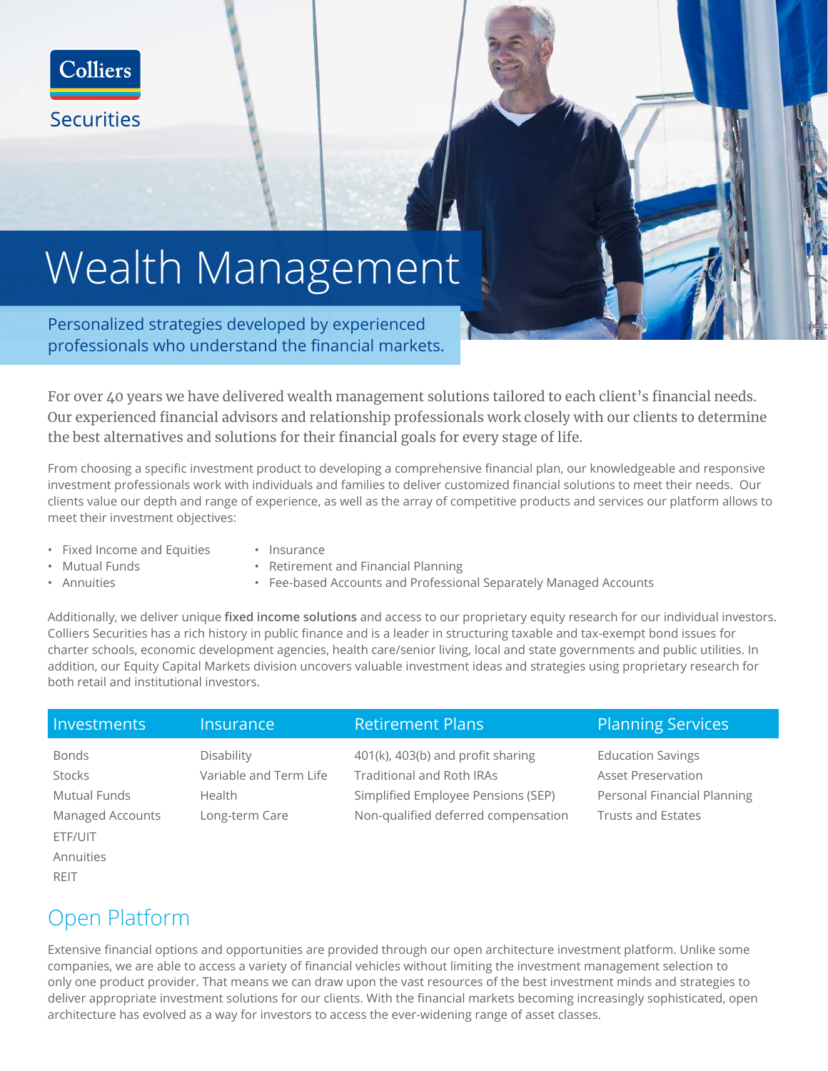Colliers Securities

# Wealth Management

Personalized strategies developed by experienced professionals who understand the financial markets.

For over 40 years we have delivered wealth management solutions tailored to each client's financial needs. Our experienced financial advisors and relationship professionals work closely with our clients to determine the best alternatives and solutions for their financial goals for every stage of life.

From choosing a specific investment product to developing a comprehensive financial plan, our knowledgeable and responsive investment professionals work with individuals and families to deliver customized financial solutions to meet their needs. Our clients value our depth and range of experience, as well as the array of competitive products and services our platform allows to meet their investment objectives:

- Fixed Income and Equities
- Mutual Funds
- Annuities
- Insurance
- Retirement and Financial Planning
- Fee-based Accounts and Professional Separately Managed Accounts

Additionally, we deliver unique **fixed income solutions** and access to our proprietary equity research for our individual investors. Colliers Securities has a rich history in public finance and is a leader in structuring taxable and tax-exempt bond issues for charter schools, economic development agencies, health care/senior living, local and state governments and public utilities. In addition, our Equity Capital Markets division uncovers valuable investment ideas and strategies using proprietary research for both retail and institutional investors.

| Investments | Insurance | Retirement Plans | Planning Services |
|---|---|---|---|
| Bonds | Disability | 401(k), 403(b) and profit sharing | Education Savings |
| Stocks | Variable and Term Life | Traditional and Roth IRAs | Asset Preservation |
| Mutual Funds | Health | Simplified Employee Pensions (SEP) | Personal Financial Planning |
| Managed Accounts | Long-term Care | Non-qualified deferred compensation | Trusts and Estates |
| ETF/UIT | | | |
| Annuities | | | |
| REIT | | | |

## Open Platform

Extensive financial options and opportunities are provided through our open architecture investment platform. Unlike some companies, we are able to access a variety of financial vehicles without limiting the investment management selection to only one product provider. That means we can draw upon the vast resources of the best investment minds and strategies to deliver appropriate investment solutions for our clients. With the financial markets becoming increasingly sophisticated, open architecture has evolved as a way for investors to access the ever-widening range of asset classes.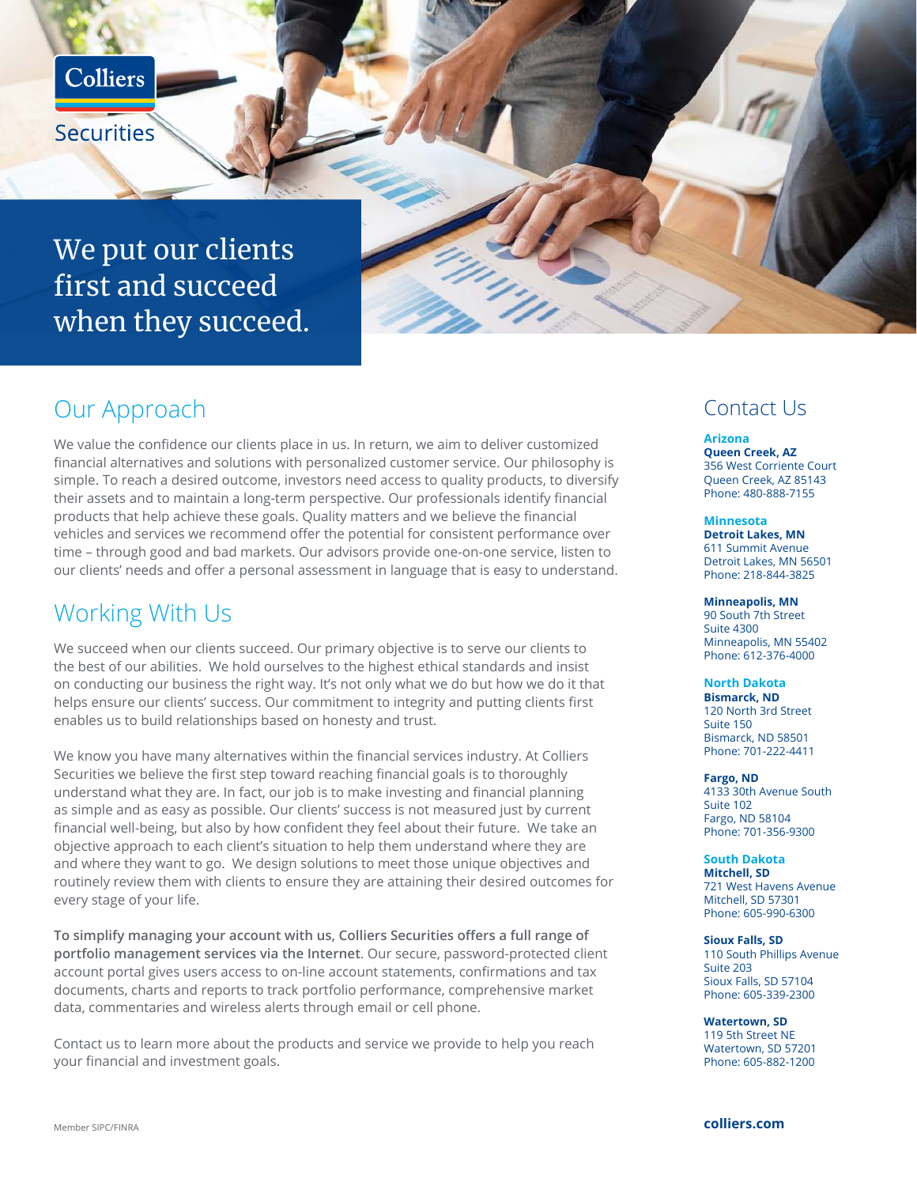Colliers

Securities

# We put our clients first and succeed when they succeed.

## Our Approach

We value the confidence our clients place in us. In return, we aim to deliver customized financial alternatives and solutions with personalized customer service. Our philosophy is simple. To reach a desired outcome, investors need access to quality products, to diversify their assets and to maintain a long-term perspective. Our professionals identify financial products that help achieve these goals. Quality matters and we believe the financial vehicles and services we recommend offer the potential for consistent performance over time – through good and bad markets. Our advisors provide one-on-one service, listen to our clients' needs and offer a personal assessment in language that is easy to understand.

## Working With Us

We succeed when our clients succeed. Our primary objective is to serve our clients to the best of our abilities. We hold ourselves to the highest ethical standards and insist on conducting our business the right way. It's not only what we do but how we do it that helps ensure our clients' success. Our commitment to integrity and putting clients first enables us to build relationships based on honesty and trust.

We know you have many alternatives within the financial services industry. At Colliers Securities we believe the first step toward reaching financial goals is to thoroughly understand what they are. In fact, our job is to make investing and financial planning as simple and as easy as possible. Our clients' success is not measured just by current financial well-being, but also by how confident they feel about their future. We take an objective approach to each client's situation to help them understand where they are and where they want to go. We design solutions to meet those unique objectives and routinely review them with clients to ensure they are attaining their desired outcomes for every stage of your life.

**To simplify managing your account with us, Colliers Securities offers a full range of portfolio management services via the Internet**. Our secure, password-protected client account portal gives users access to on-line account statements, confirmations and tax documents, charts and reports to track portfolio performance, comprehensive market data, commentaries and wireless alerts through email or cell phone.

Contact us to learn more about the products and service we provide to help you reach your financial and investment goals.

## Contact Us

**Arizona**

**Queen Creek, AZ**
356 West Corriente Court
Queen Creek, AZ 85143
Phone: 480-888-7155

**Minnesota**

**Detroit Lakes, MN**
611 Summit Avenue
Detroit Lakes, MN 56501
Phone: 218-844-3825

**Minneapolis, MN**
90 South 7th Street
Suite 4300
Minneapolis, MN 55402
Phone: 612-376-4000

**North Dakota**

**Bismarck, ND**
120 North 3rd Street
Suite 150
Bismarck, ND 58501
Phone: 701-222-4411

**Fargo, ND**
4133 30th Avenue South
Suite 102
Fargo, ND 58104
Phone: 701-356-9300

**South Dakota**

**Mitchell, SD**
721 West Havens Avenue
Mitchell, SD 57301
Phone: 605-990-6300

**Sioux Falls, SD**
110 South Phillips Avenue
Suite 203
Sioux Falls, SD 57104
Phone: 605-339-2300

**Watertown, SD**
119 5th Street NE
Watertown, SD 57201
Phone: 605-882-1200

Member SIPC/FINRA

**colliers.com**